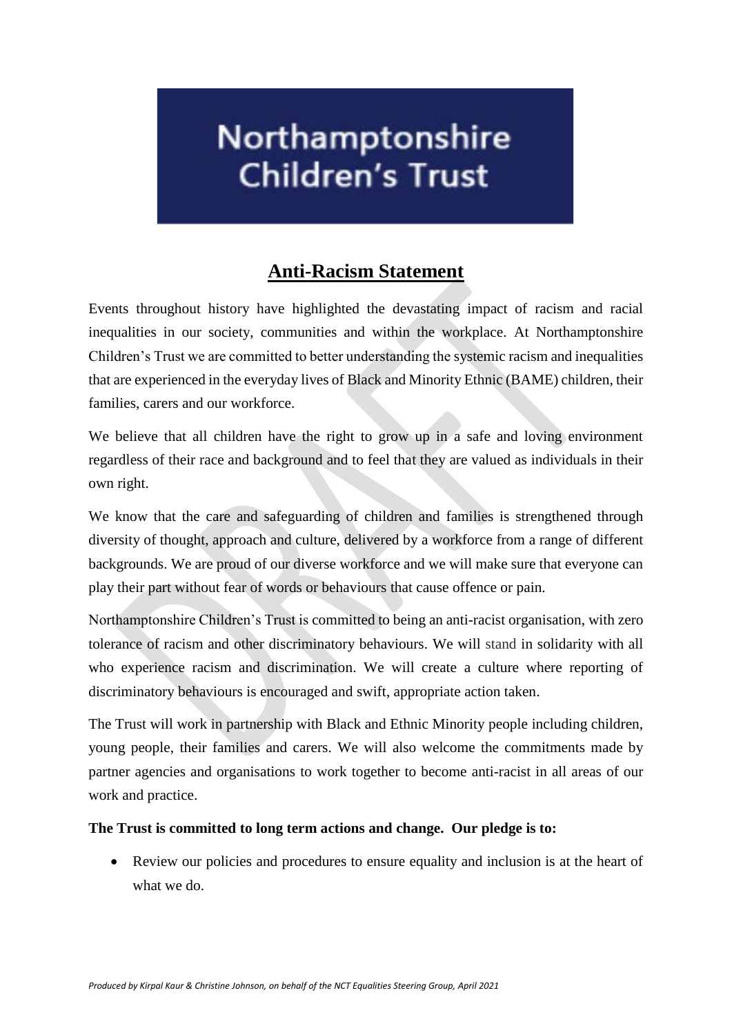Northamptonshire Children's Trust

# Anti-Racism Statement

Events throughout history have highlighted the devastating impact of racism and racial inequalities in our society, communities and within the workplace. At Northamptonshire Children's Trust we are committed to better understanding the systemic racism and inequalities that are experienced in the everyday lives of Black and Minority Ethnic (BAME) children, their families, carers and our workforce.

We believe that all children have the right to grow up in a safe and loving environment regardless of their race and background and to feel that they are valued as individuals in their own right.

We know that the care and safeguarding of children and families is strengthened through diversity of thought, approach and culture, delivered by a workforce from a range of different backgrounds. We are proud of our diverse workforce and we will make sure that everyone can play their part without fear of words or behaviours that cause offence or pain.

Northamptonshire Children's Trust is committed to being an anti-racist organisation, with zero tolerance of racism and other discriminatory behaviours. We will stand in solidarity with all who experience racism and discrimination. We will create a culture where reporting of discriminatory behaviours is encouraged and swift, appropriate action taken.

The Trust will work in partnership with Black and Ethnic Minority people including children, young people, their families and carers. We will also welcome the commitments made by partner agencies and organisations to work together to become anti-racist in all areas of our work and practice.

**The Trust is committed to long term actions and change. Our pledge is to:**

- Review our policies and procedures to ensure equality and inclusion is at the heart of what we do.

*Produced by Kirpal Kaur & Christine Johnson, on behalf of the NCT Equalities Steering Group, April 2021*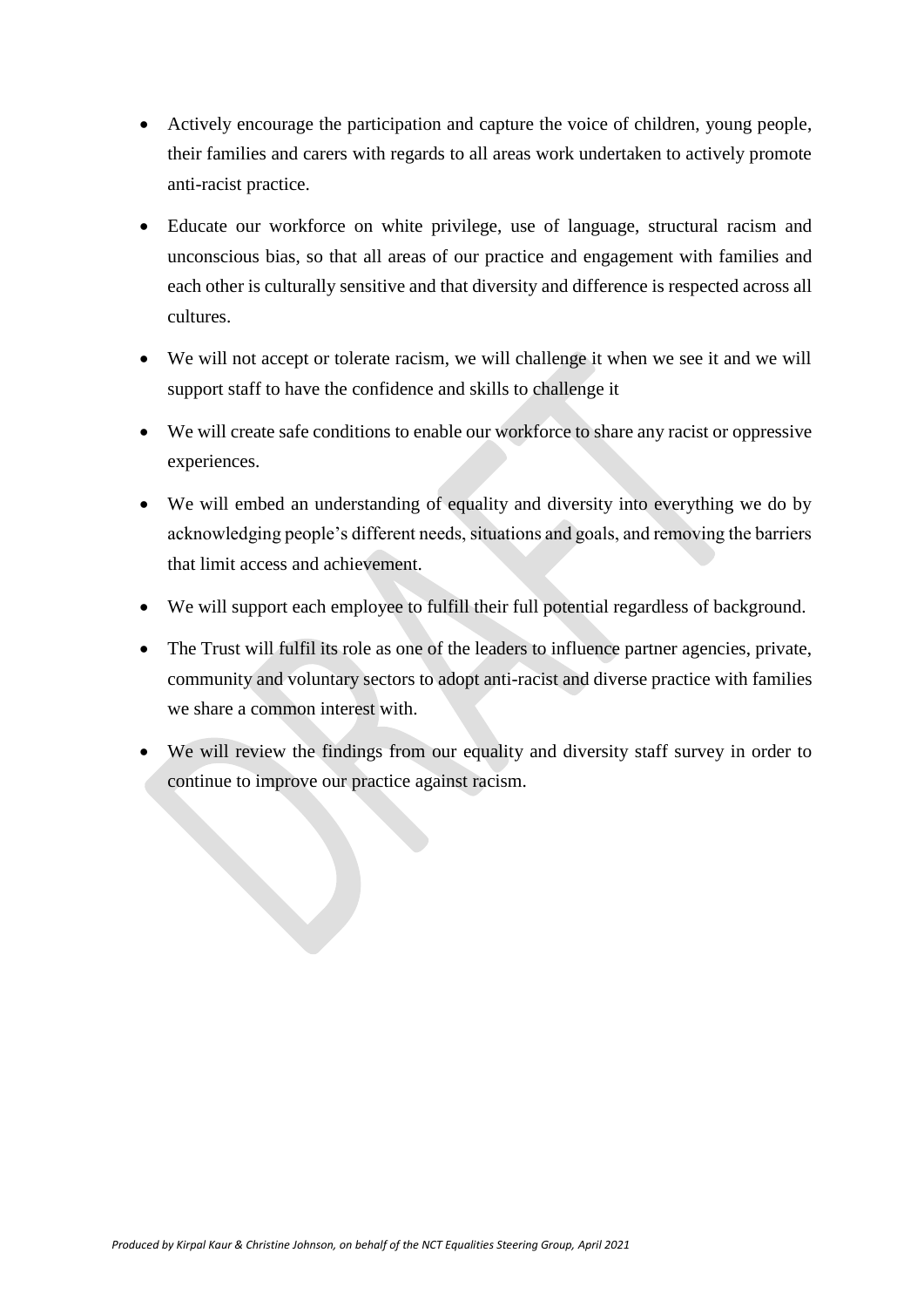- Actively encourage the participation and capture the voice of children, young people, their families and carers with regards to all areas work undertaken to actively promote anti-racist practice.
- Educate our workforce on white privilege, use of language, structural racism and unconscious bias, so that all areas of our practice and engagement with families and each other is culturally sensitive and that diversity and difference is respected across all cultures.
- We will not accept or tolerate racism, we will challenge it when we see it and we will support staff to have the confidence and skills to challenge it
- We will create safe conditions to enable our workforce to share any racist or oppressive experiences.
- We will embed an understanding of equality and diversity into everything we do by acknowledging people's different needs, situations and goals, and removing the barriers that limit access and achievement.
- We will support each employee to fulfill their full potential regardless of background.
- The Trust will fulfil its role as one of the leaders to influence partner agencies, private, community and voluntary sectors to adopt anti-racist and diverse practice with families we share a common interest with.
- We will review the findings from our equality and diversity staff survey in order to continue to improve our practice against racism.

*Produced by Kirpal Kaur & Christine Johnson, on behalf of the NCT Equalities Steering Group, April 2021*